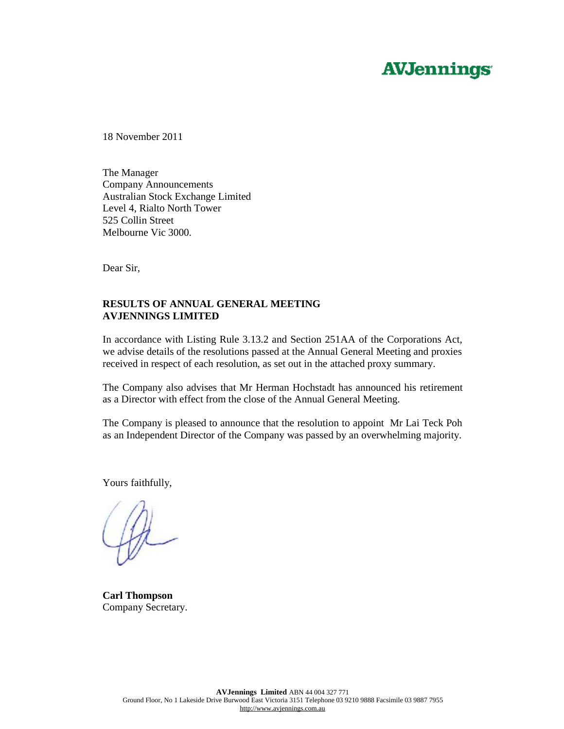**AVJennings**

18 November 2011

The Manager
Company Announcements
Australian Stock Exchange Limited
Level 4, Rialto North Tower
525 Collin Street
Melbourne Vic 3000.

Dear Sir,

**RESULTS OF ANNUAL GENERAL MEETING**
**AVJENNINGS LIMITED**

In accordance with Listing Rule 3.13.2 and Section 251AA of the Corporations Act, we advise details of the resolutions passed at the Annual General Meeting and proxies received in respect of each resolution, as set out in the attached proxy summary.

The Company also advises that Mr Herman Hochstadt has announced his retirement as a Director with effect from the close of the Annual General Meeting.

The Company is pleased to announce that the resolution to appoint Mr Lai Teck Poh as an Independent Director of the Company was passed by an overwhelming majority.

Yours faithfully,

**Carl Thompson**
Company Secretary.

**AVJennings Limited** ABN 44 004 327 771
Ground Floor, No 1 Lakeside Drive Burwood East Victoria 3151 Telephone 03 9210 9888 Facsimile 03 9887 7955
http://www.avjennings.com.au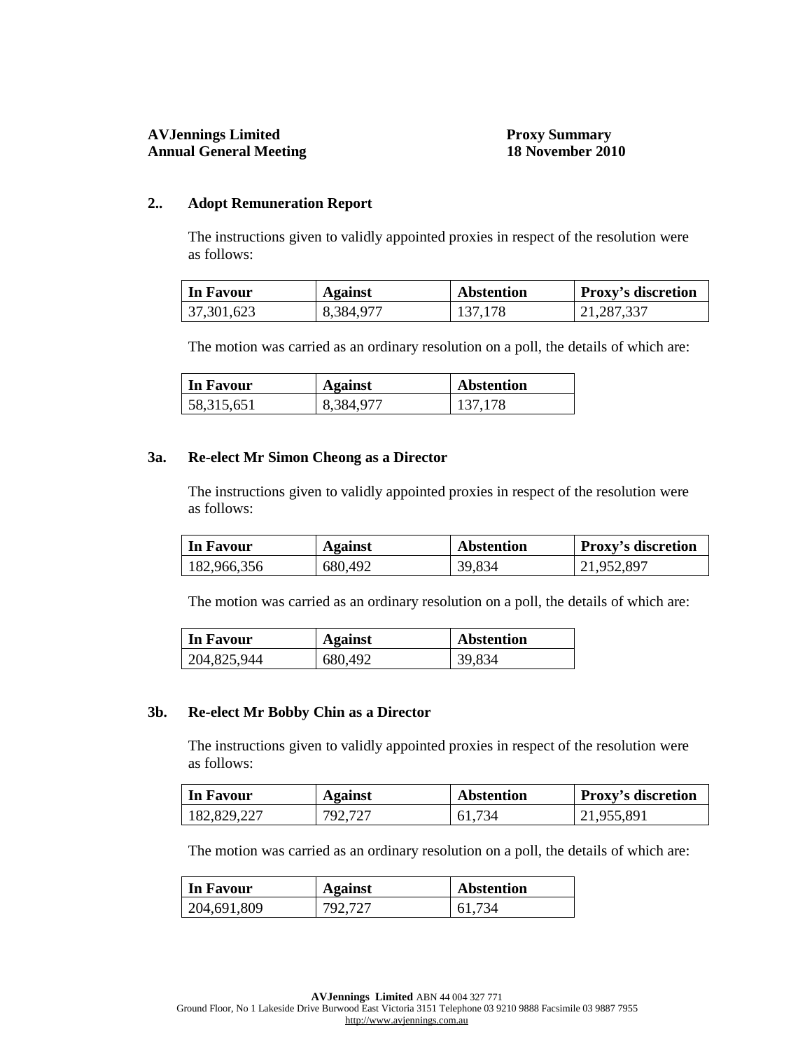**AVJennings Limited**
**Annual General Meeting**

**Proxy Summary**
**18 November 2010**

## 2.. Adopt Remuneration Report

The instructions given to validly appointed proxies in respect of the resolution were as follows:

| In Favour | Against | Abstention | Proxy's discretion |
|---|---|---|---|
| 37,301,623 | 8,384,977 | 137,178 | 21,287,337 |

The motion was carried as an ordinary resolution on a poll, the details of which are:

| In Favour | Against | Abstention |
|---|---|---|
| 58,315,651 | 8,384,977 | 137,178 |

## 3a. Re-elect Mr Simon Cheong as a Director

The instructions given to validly appointed proxies in respect of the resolution were as follows:

| In Favour | Against | Abstention | Proxy's discretion |
|---|---|---|---|
| 182,966,356 | 680,492 | 39,834 | 21,952,897 |

The motion was carried as an ordinary resolution on a poll, the details of which are:

| In Favour | Against | Abstention |
|---|---|---|
| 204,825,944 | 680,492 | 39,834 |

## 3b. Re-elect Mr Bobby Chin as a Director

The instructions given to validly appointed proxies in respect of the resolution were as follows:

| In Favour | Against | Abstention | Proxy's discretion |
|---|---|---|---|
| 182,829,227 | 792,727 | 61,734 | 21,955,891 |

The motion was carried as an ordinary resolution on a poll, the details of which are:

| In Favour | Against | Abstention |
|---|---|---|
| 204,691,809 | 792,727 | 61,734 |

**AVJennings Limited** ABN 44 004 327 771
Ground Floor, No 1 Lakeside Drive Burwood East Victoria 3151 Telephone 03 9210 9888 Facsimile 03 9887 7955
http://www.avjennings.com.au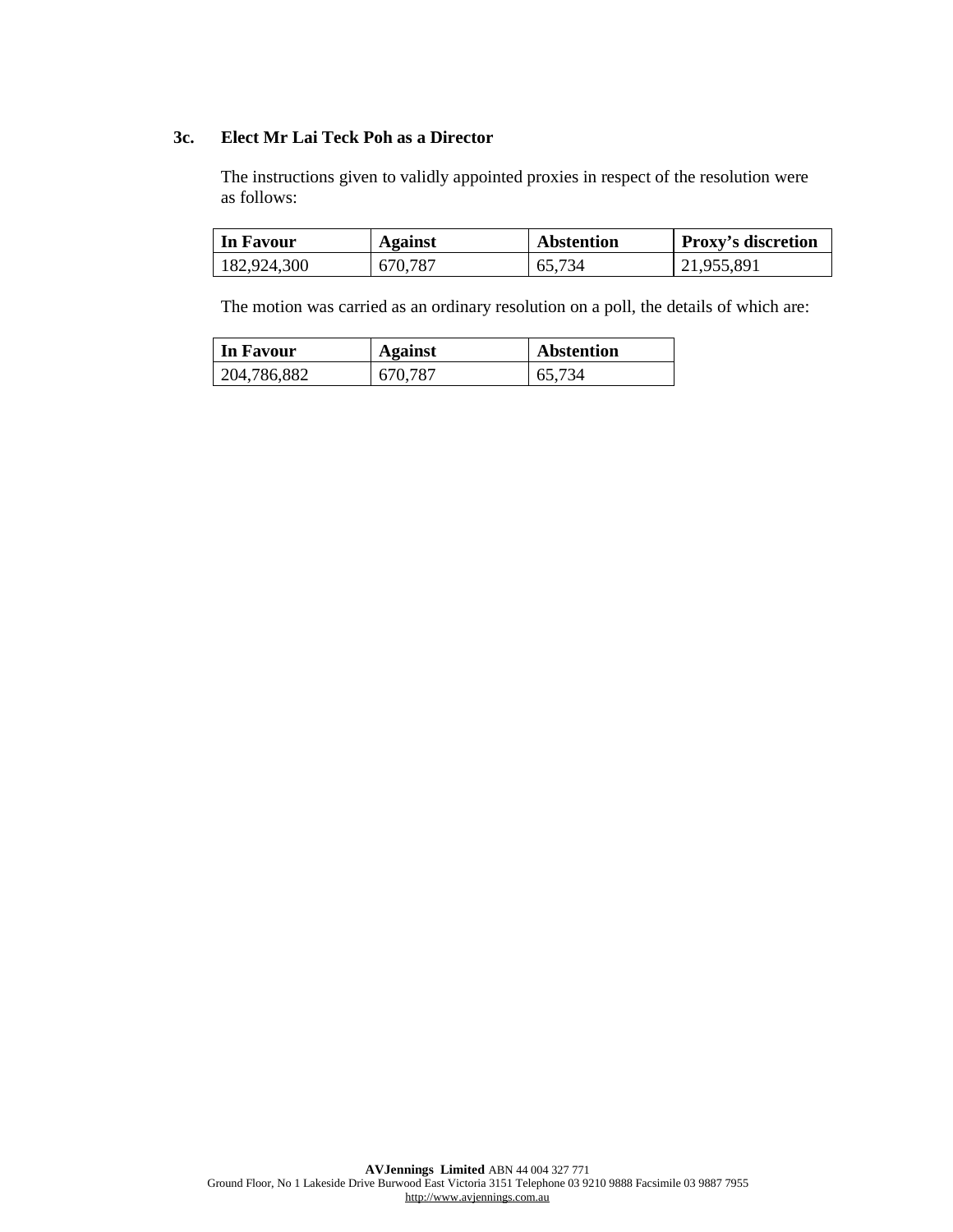**3c. Elect Mr Lai Teck Poh as a Director**

The instructions given to validly appointed proxies in respect of the resolution were as follows:

| In Favour | Against | Abstention | Proxy's discretion |
|---|---|---|---|
| 182,924,300 | 670,787 | 65,734 | 21,955,891 |

The motion was carried as an ordinary resolution on a poll, the details of which are:

| In Favour | Against | Abstention |
|---|---|---|
| 204,786,882 | 670,787 | 65,734 |

**AVJennings Limited** ABN 44 004 327 771
Ground Floor, No 1 Lakeside Drive Burwood East Victoria 3151 Telephone 03 9210 9888 Facsimile 03 9887 7955
http://www.avjennings.com.au